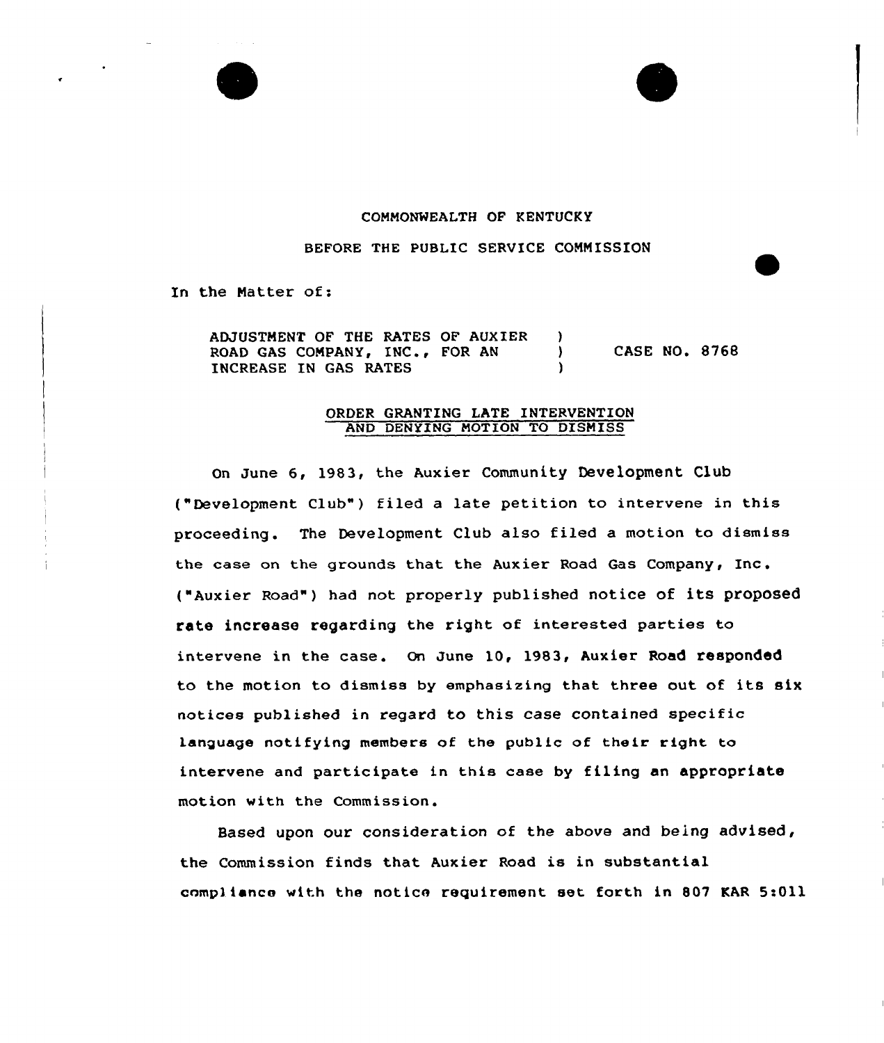COMMONWEALTH OF KENTUCKY

BEFORE THE PUBLIC SERVICE COMMISSION

In the Matter of:

ADJUSTMENT OF THE RATES OF AUXIER ROAD GAS COMPANY, INC., FOR AN INCREASE IN GAS RATES ) CASE NO. 8768

ORDER GRANTING LATE INTERVENTION AND DENYING MOTION TO DISMISS

On June 6, 1983, the Auxier Community Development Club ("Development Club") filed a late petition to intervene in this proceeding. The Development Club also filed a motion to dismiss the case on the grounds that the Auxier Road Gas Company, Inc. ("Auxier Road") had not properly published notice of its proposed rate increase regarding the right of interested parties to intervene in the case. On June 10, 1983, Auxier Road responded to the motion to dismiss by emphasizing that three out of its six notices published in regard to this case contained specific language notifying members of the public of their right to intervene and participate in this case by filing an appropriate motion with the Commission.

Based upon our consideration of the above and being advised, the Commission finds that Auxier Road is in substantial compliance with the notice requirement set forth in 807 KAR 5:011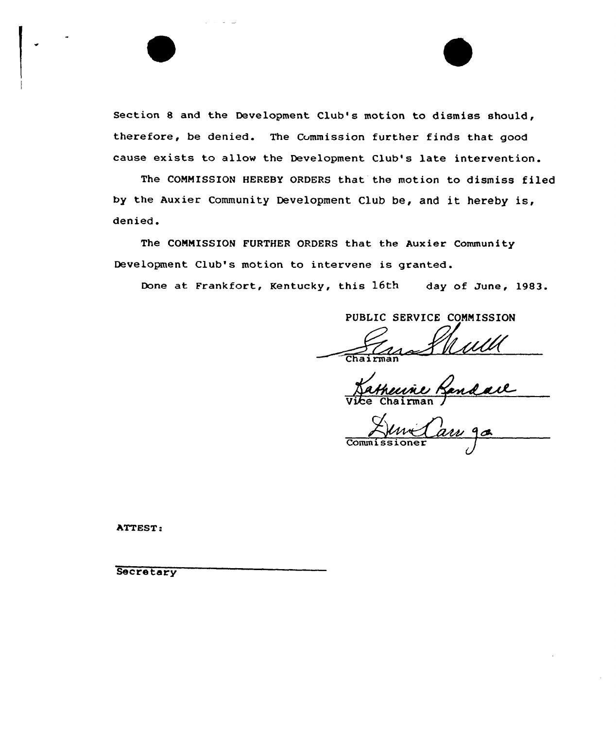Section 8 and the Development Club's motion to dismiss should, therefore, be denied. The Commission further finds that good cause exists to allow the Development Club's late intervention.

The COMMISSION HEREBY ORDERS that the motion to dismiss filed by the Auxier Community Development Club be, and it hereby is, denied.

The COMMISSION FURTHER ORDERS that the Auxier Community Development Club's motion to intervene is granted.

Done at Frankfort, Kentucky, this 16th day of June, 1983.

PUBLIC SERVICE COMMISSION

Chairman

Vice Chairman

Commissioner

ATTEST:

Secretary